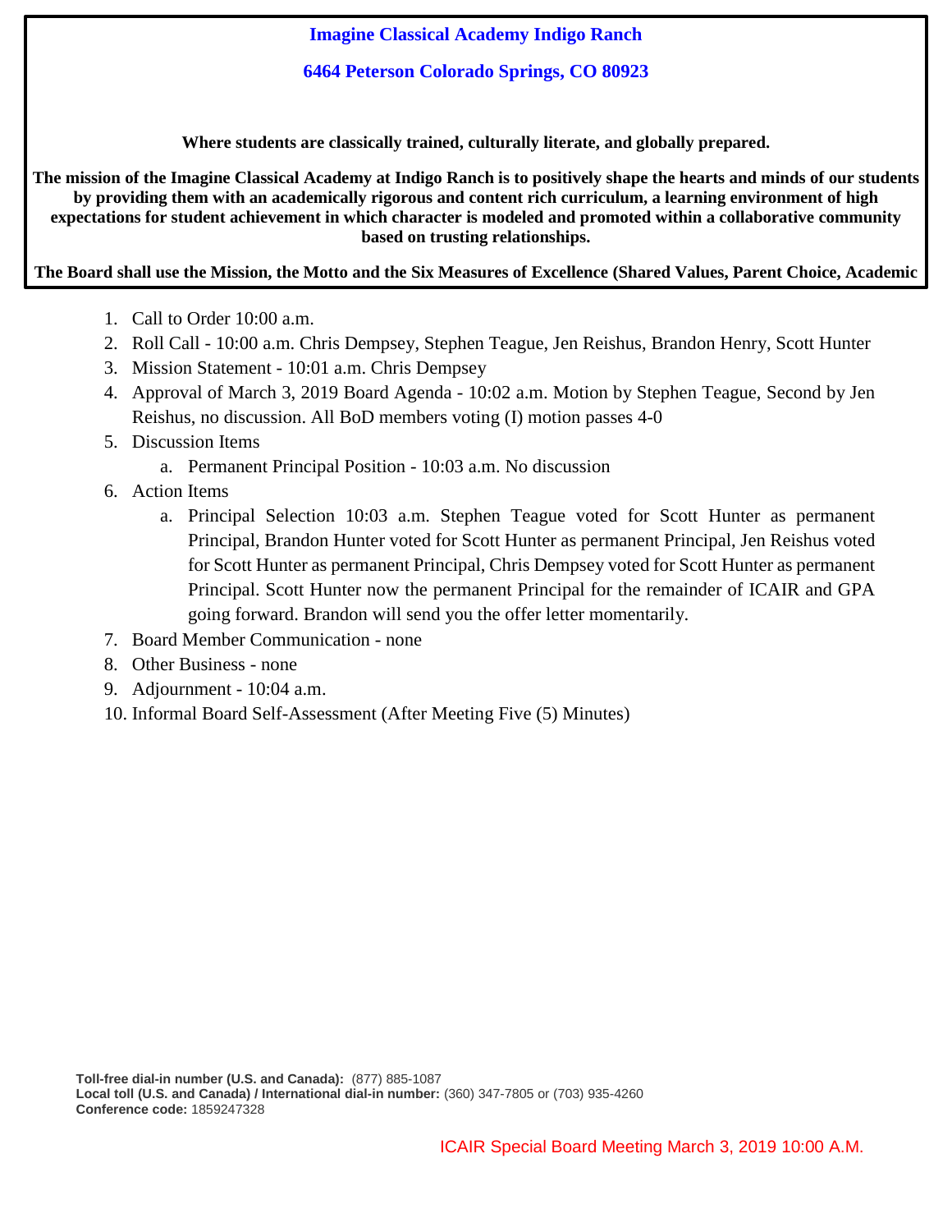**Imagine Classical Academy Indigo Ranch**

**6464 Peterson Colorado Springs, CO 80923**

**Where students are classically trained, culturally literate, and globally prepared.**

**The mission of the Imagine Classical Academy at Indigo Ranch is to positively shape the hearts and minds of our students by providing them with an academically rigorous and content rich curriculum, a learning environment of high expectations for student achievement in which character is modeled and promoted within a collaborative community based on trusting relationships.**

**The Board shall use the Mission, the Motto and the Six Measures of Excellence (Shared Values, Parent Choice, Academic**

1. Call to Order 10:00 a.m.
2. Roll Call - 10:00 a.m. Chris Dempsey, Stephen Teague, Jen Reishus, Brandon Henry, Scott Hunter
3. Mission Statement - 10:01 a.m. Chris Dempsey
4. Approval of March 3, 2019 Board Agenda - 10:02 a.m. Motion by Stephen Teague, Second by Jen Reishus, no discussion. All BoD members voting (I) motion passes 4-0
5. Discussion Items
   a. Permanent Principal Position - 10:03 a.m. No discussion
6. Action Items
   a. Principal Selection 10:03 a.m. Stephen Teague voted for Scott Hunter as permanent Principal, Brandon Hunter voted for Scott Hunter as permanent Principal, Jen Reishus voted for Scott Hunter as permanent Principal, Chris Dempsey voted for Scott Hunter as permanent Principal. Scott Hunter now the permanent Principal for the remainder of ICAIR and GPA going forward. Brandon will send you the offer letter momentarily.
7. Board Member Communication - none
8. Other Business - none
9. Adjournment - 10:04 a.m.
10. Informal Board Self-Assessment (After Meeting Five (5) Minutes)

**Toll-free dial-in number (U.S. and Canada):** (877) 885-1087
**Local toll (U.S. and Canada) / International dial-in number:** (360) 347-7805 or (703) 935-4260
**Conference code:** 1859247328

ICAIR Special Board Meeting March 3, 2019 10:00 A.M.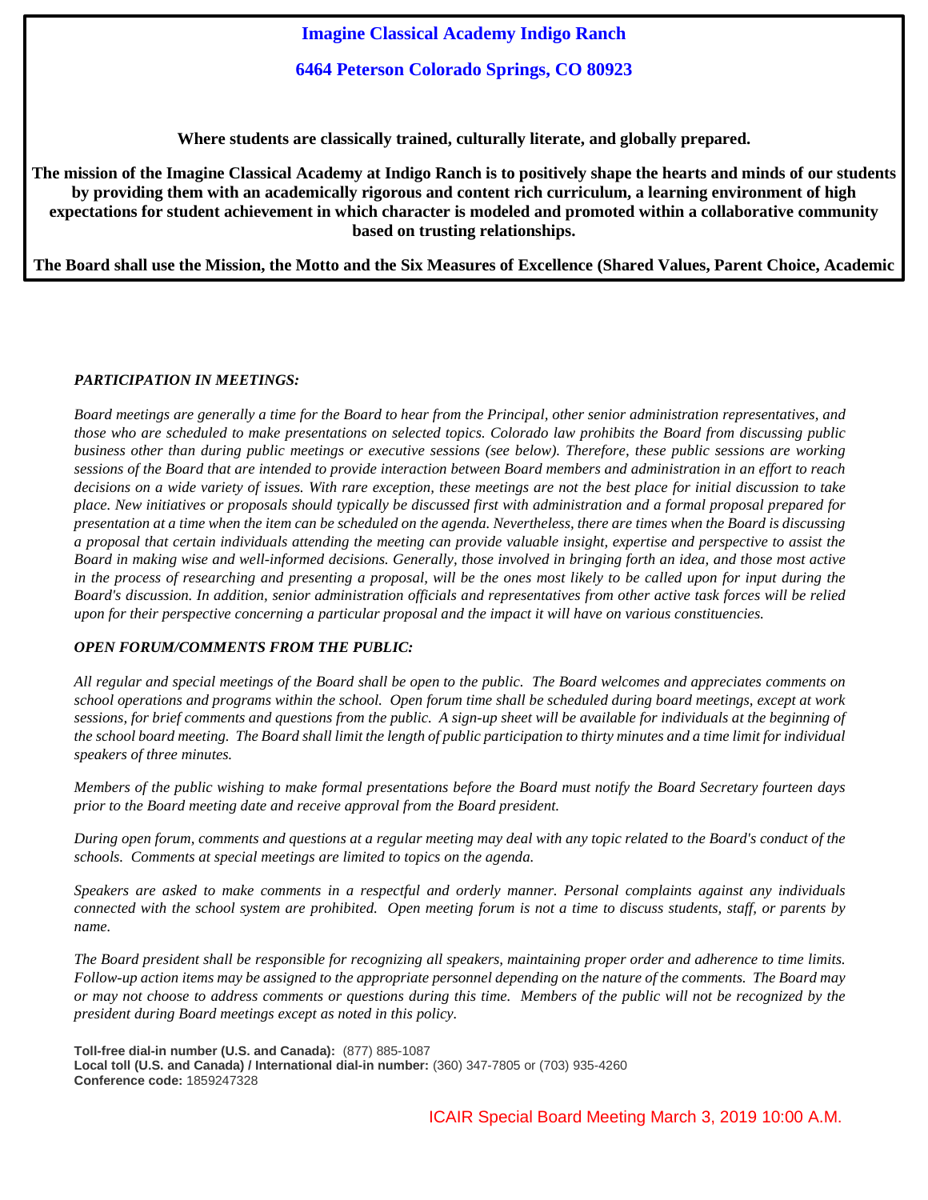**Imagine Classical Academy Indigo Ranch**

**6464 Peterson Colorado Springs, CO 80923**

**Where students are classically trained, culturally literate, and globally prepared.**

**The mission of the Imagine Classical Academy at Indigo Ranch is to positively shape the hearts and minds of our students by providing them with an academically rigorous and content rich curriculum, a learning environment of high expectations for student achievement in which character is modeled and promoted within a collaborative community based on trusting relationships.**

**The Board shall use the Mission, the Motto and the Six Measures of Excellence (Shared Values, Parent Choice, Academic**

***PARTICIPATION IN MEETINGS:***

*Board meetings are generally a time for the Board to hear from the Principal, other senior administration representatives, and those who are scheduled to make presentations on selected topics. Colorado law prohibits the Board from discussing public business other than during public meetings or executive sessions (see below). Therefore, these public sessions are working sessions of the Board that are intended to provide interaction between Board members and administration in an effort to reach decisions on a wide variety of issues. With rare exception, these meetings are not the best place for initial discussion to take place. New initiatives or proposals should typically be discussed first with administration and a formal proposal prepared for presentation at a time when the item can be scheduled on the agenda. Nevertheless, there are times when the Board is discussing a proposal that certain individuals attending the meeting can provide valuable insight, expertise and perspective to assist the Board in making wise and well-informed decisions. Generally, those involved in bringing forth an idea, and those most active in the process of researching and presenting a proposal, will be the ones most likely to be called upon for input during the Board's discussion. In addition, senior administration officials and representatives from other active task forces will be relied upon for their perspective concerning a particular proposal and the impact it will have on various constituencies.*

***OPEN FORUM/COMMENTS FROM THE PUBLIC:***

*All regular and special meetings of the Board shall be open to the public. The Board welcomes and appreciates comments on school operations and programs within the school. Open forum time shall be scheduled during board meetings, except at work sessions, for brief comments and questions from the public. A sign-up sheet will be available for individuals at the beginning of the school board meeting. The Board shall limit the length of public participation to thirty minutes and a time limit for individual speakers of three minutes.*

*Members of the public wishing to make formal presentations before the Board must notify the Board Secretary fourteen days prior to the Board meeting date and receive approval from the Board president.*

*During open forum, comments and questions at a regular meeting may deal with any topic related to the Board's conduct of the schools. Comments at special meetings are limited to topics on the agenda.*

*Speakers are asked to make comments in a respectful and orderly manner. Personal complaints against any individuals connected with the school system are prohibited. Open meeting forum is not a time to discuss students, staff, or parents by name.*

*The Board president shall be responsible for recognizing all speakers, maintaining proper order and adherence to time limits. Follow-up action items may be assigned to the appropriate personnel depending on the nature of the comments. The Board may or may not choose to address comments or questions during this time. Members of the public will not be recognized by the president during Board meetings except as noted in this policy.*

**Toll-free dial-in number (U.S. and Canada):** (877) 885-1087
**Local toll (U.S. and Canada) / International dial-in number:** (360) 347-7805 or (703) 935-4260
**Conference code:** 1859247328

ICAIR Special Board Meeting March 3, 2019 10:00 A.M.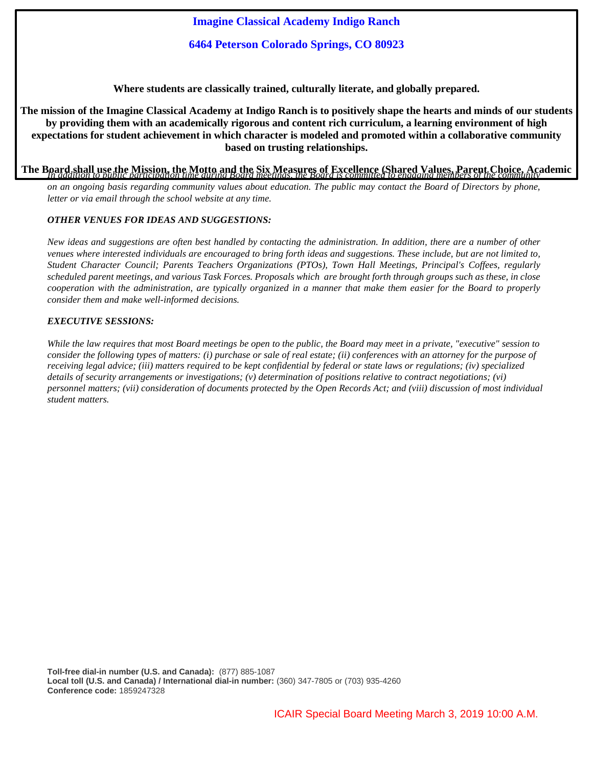*In addition to public participation time during Board meetings, the Board is committed to engaging members of the community on an ongoing basis regarding community values about education. The public may contact the Board of Directors by phone, letter or via email through the school website at any time.*

***OTHER VENUES FOR IDEAS AND SUGGESTIONS:***

*New ideas and suggestions are often best handled by contacting the administration. In addition, there are a number of other venues where interested individuals are encouraged to bring forth ideas and suggestions. These include, but are not limited to, Student Character Council; Parents Teachers Organizations (PTOs), Town Hall Meetings, Principal's Coffees, regularly scheduled parent meetings, and various Task Forces. Proposals which are brought forth through groups such as these, in close cooperation with the administration, are typically organized in a manner that make them easier for the Board to properly consider them and make well-informed decisions.*

***EXECUTIVE SESSIONS:***

*While the law requires that most Board meetings be open to the public, the Board may meet in a private, "executive" session to consider the following types of matters: (i) purchase or sale of real estate; (ii) conferences with an attorney for the purpose of receiving legal advice; (iii) matters required to be kept confidential by federal or state laws or regulations; (iv) specialized details of security arrangements or investigations; (v) determination of positions relative to contract negotiations; (vi) personnel matters; (vii) consideration of documents protected by the Open Records Act; and (viii) discussion of most individual student matters.*

**Toll-free dial-in number (U.S. and Canada):** (877) 885-1087
**Local toll (U.S. and Canada) / International dial-in number:** (360) 347-7805 or (703) 935-4260
**Conference code:** 1859247328